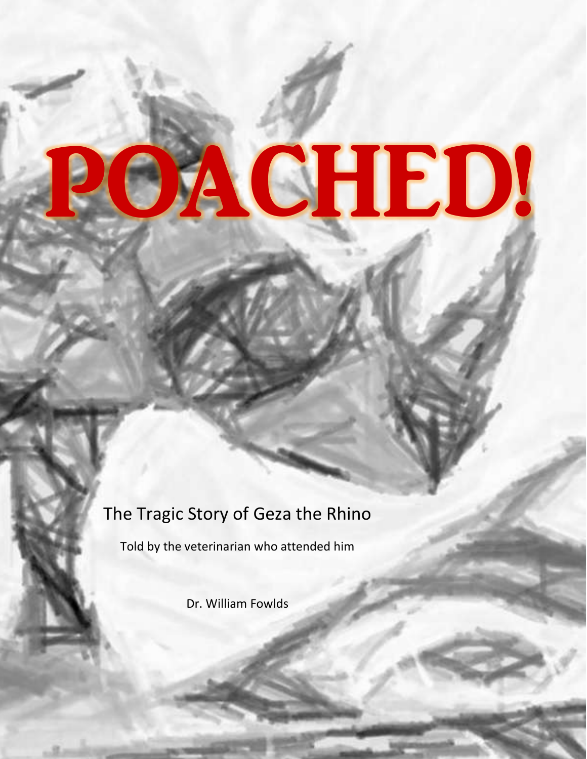# POACHED!

The Tragic Story of Geza the Rhino

Told by the veterinarian who attended him

Dr. William Fowlds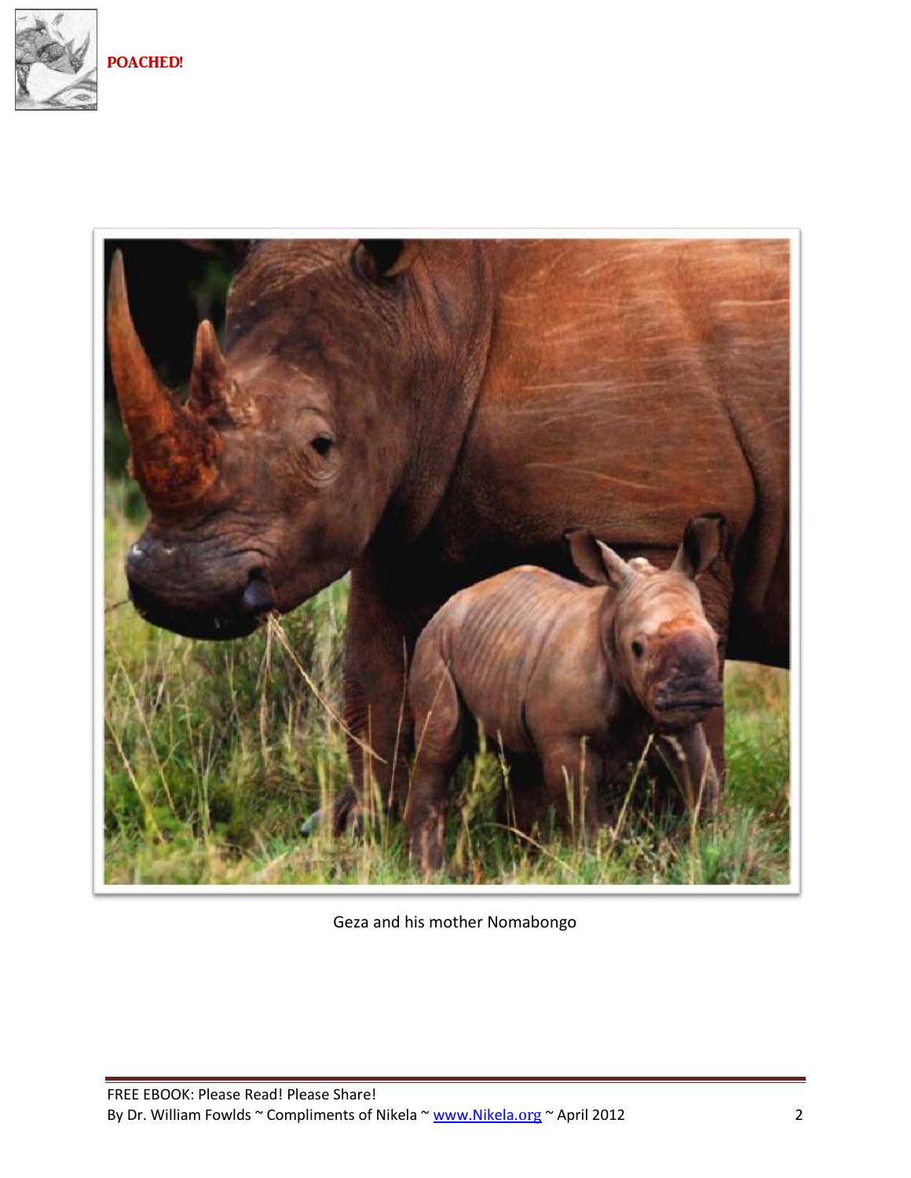Geza and his mother Nomabongo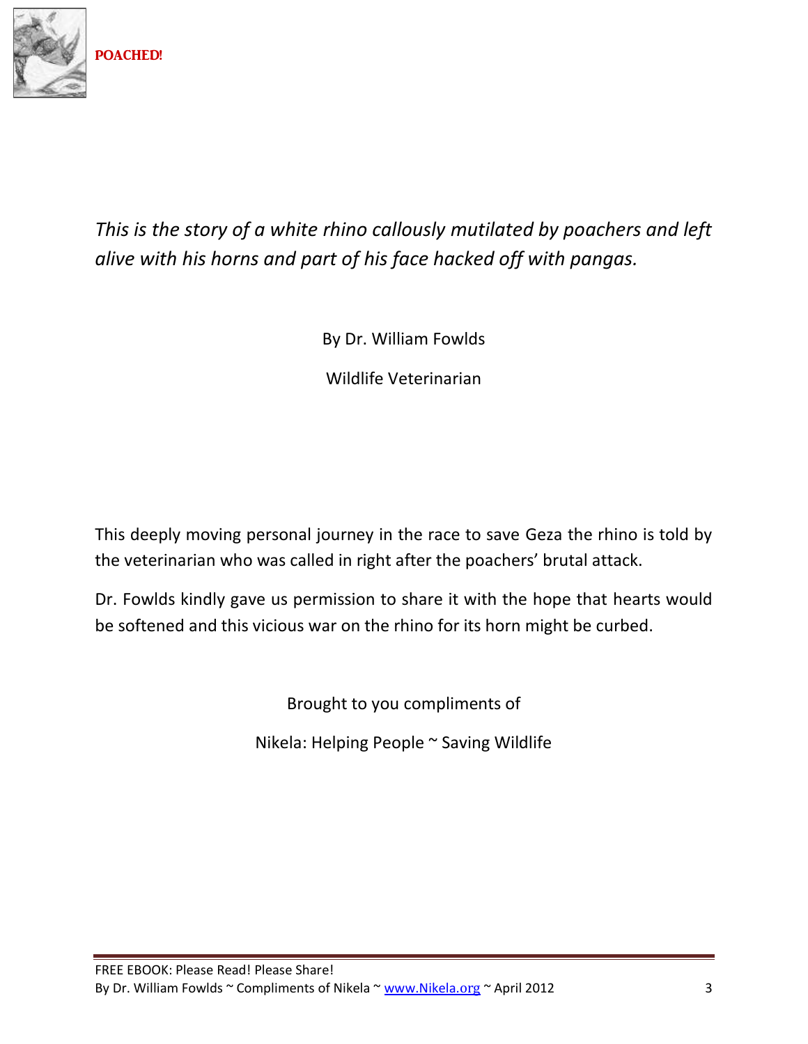*This is the story of a white rhino callously mutilated by poachers and left alive with his horns and part of his face hacked off with pangas.*

By Dr. William Fowlds

Wildlife Veterinarian

This deeply moving personal journey in the race to save Geza the rhino is told by the veterinarian who was called in right after the poachers' brutal attack.

Dr. Fowlds kindly gave us permission to share it with the hope that hearts would be softened and this vicious war on the rhino for its horn might be curbed.

Brought to you compliments of

Nikela: Helping People ~ Saving Wildlife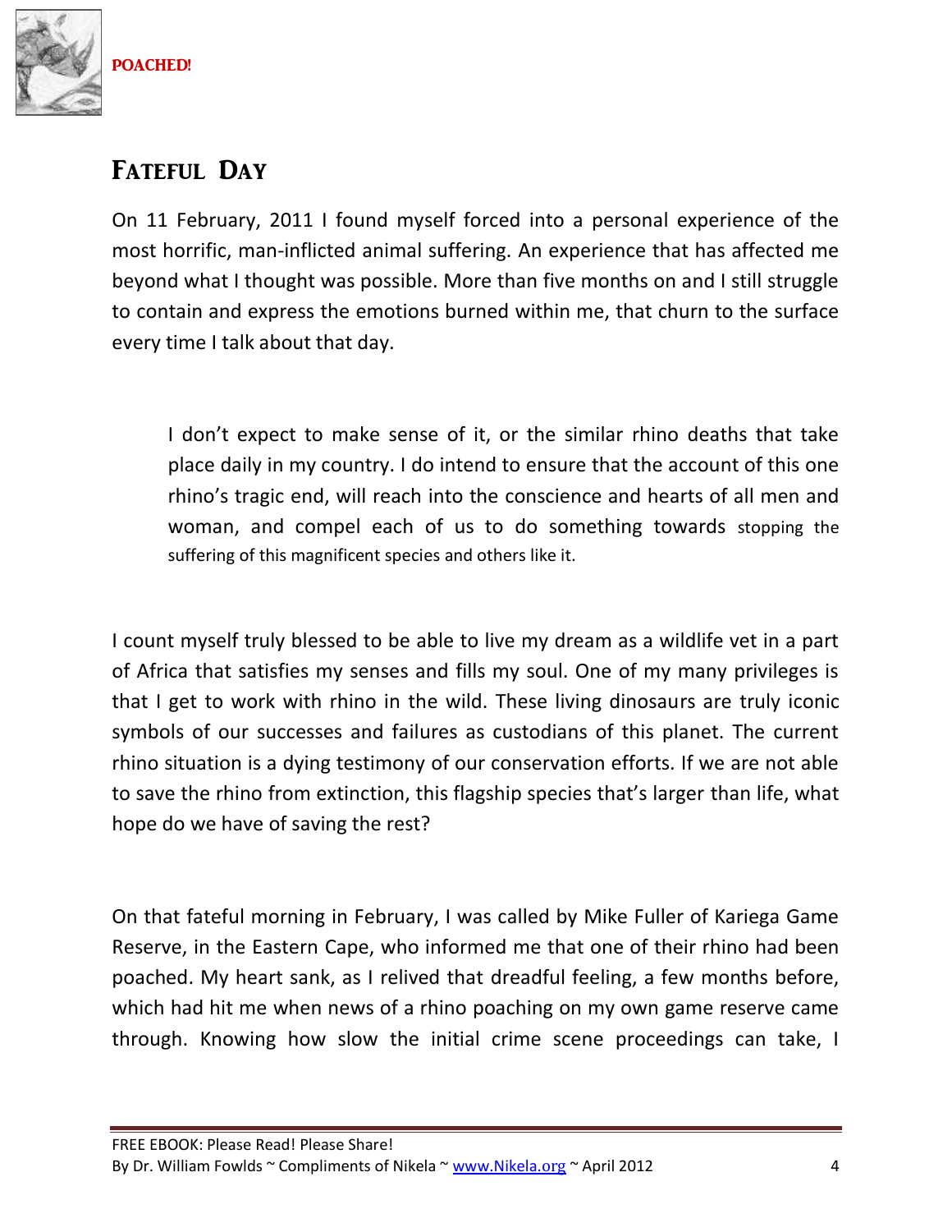## Fateful Day

On 11 February, 2011 I found myself forced into a personal experience of the most horrific, man-inflicted animal suffering. An experience that has affected me beyond what I thought was possible. More than five months on and I still struggle to contain and express the emotions burned within me, that churn to the surface every time I talk about that day.

> I don't expect to make sense of it, or the similar rhino deaths that take place daily in my country. I do intend to ensure that the account of this one rhino's tragic end, will reach into the conscience and hearts of all men and woman, and compel each of us to do something towards stopping the suffering of this magnificent species and others like it.

I count myself truly blessed to be able to live my dream as a wildlife vet in a part of Africa that satisfies my senses and fills my soul. One of my many privileges is that I get to work with rhino in the wild. These living dinosaurs are truly iconic symbols of our successes and failures as custodians of this planet. The current rhino situation is a dying testimony of our conservation efforts. If we are not able to save the rhino from extinction, this flagship species that's larger than life, what hope do we have of saving the rest?

On that fateful morning in February, I was called by Mike Fuller of Kariega Game Reserve, in the Eastern Cape, who informed me that one of their rhino had been poached. My heart sank, as I relived that dreadful feeling, a few months before, which had hit me when news of a rhino poaching on my own game reserve came through. Knowing how slow the initial crime scene proceedings can take, I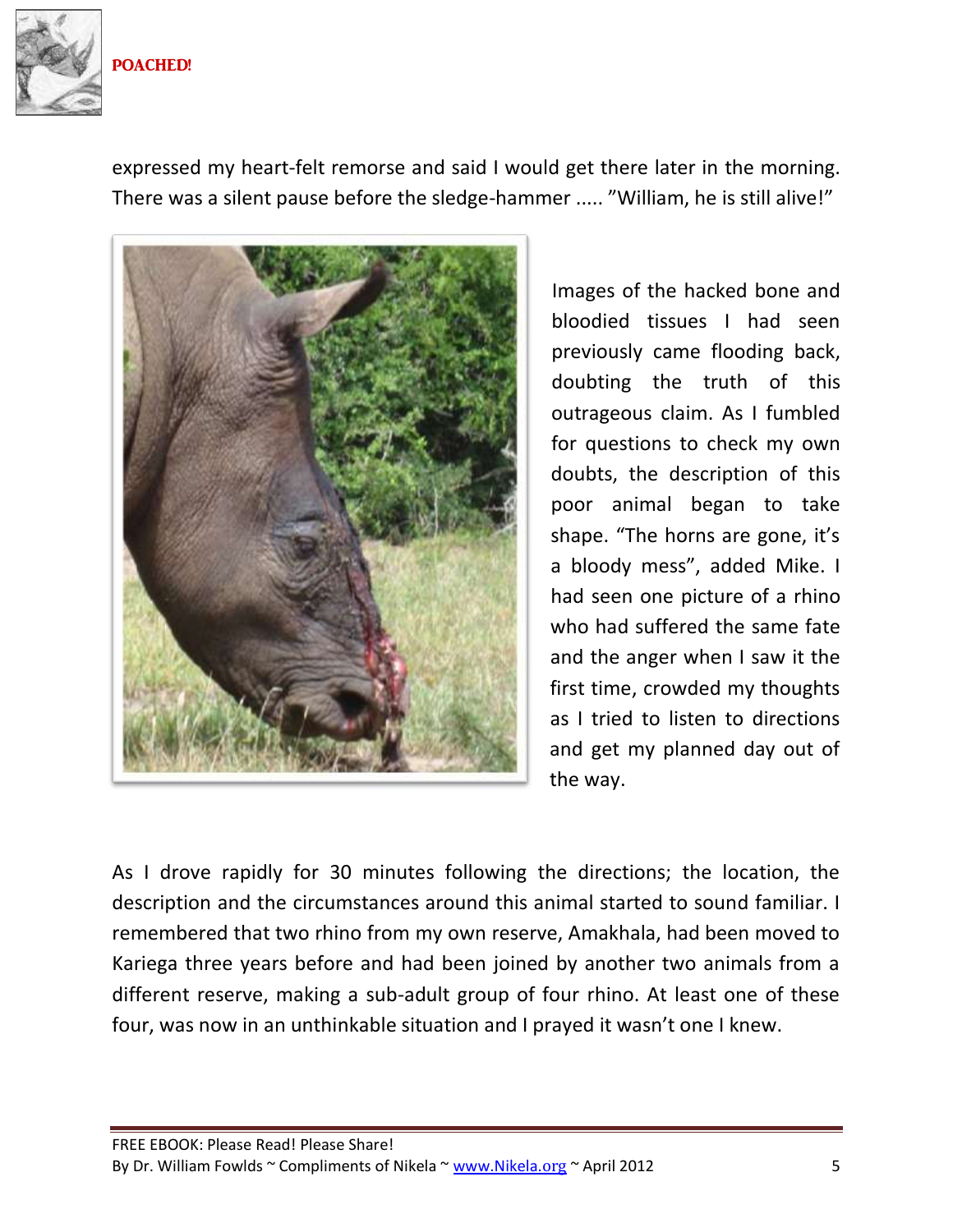expressed my heart-felt remorse and said I would get there later in the morning. There was a silent pause before the sledge-hammer ..... "William, he is still alive!"

Images of the hacked bone and bloodied tissues I had seen previously came flooding back, doubting the truth of this outrageous claim. As I fumbled for questions to check my own doubts, the description of this poor animal began to take shape. "The horns are gone, it's a bloody mess", added Mike. I had seen one picture of a rhino who had suffered the same fate and the anger when I saw it the first time, crowded my thoughts as I tried to listen to directions and get my planned day out of the way.

As I drove rapidly for 30 minutes following the directions; the location, the description and the circumstances around this animal started to sound familiar. I remembered that two rhino from my own reserve, Amakhala, had been moved to Kariega three years before and had been joined by another two animals from a different reserve, making a sub-adult group of four rhino. At least one of these four, was now in an unthinkable situation and I prayed it wasn't one I knew.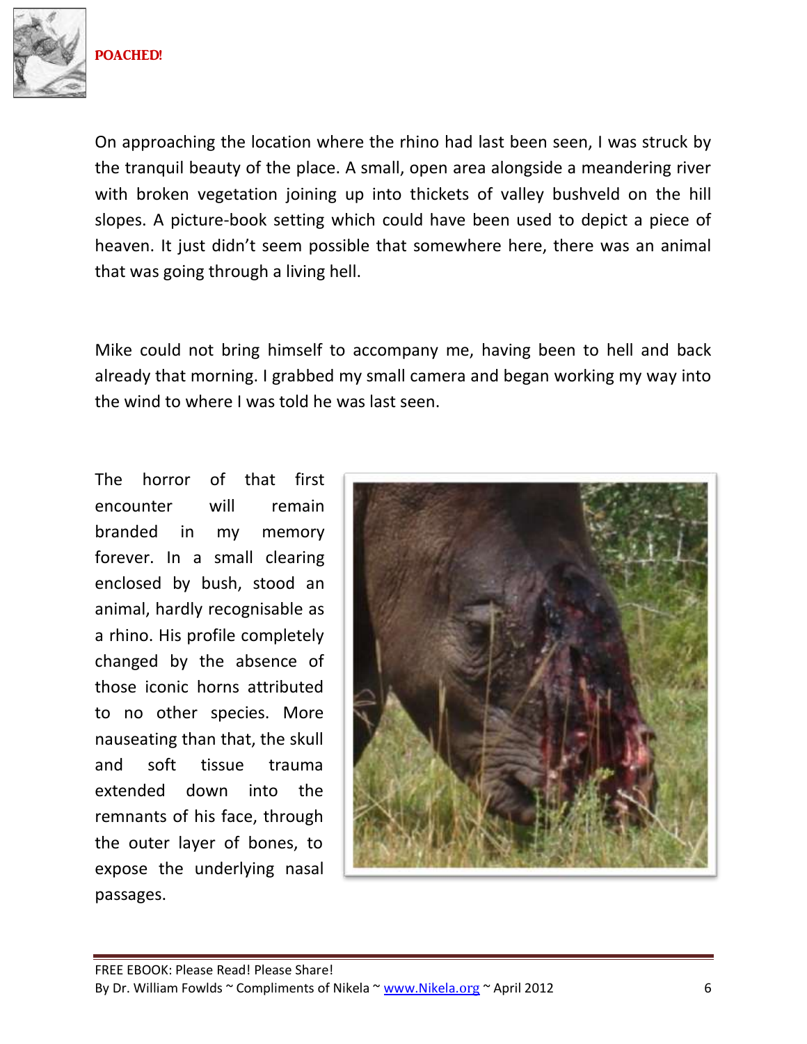On approaching the location where the rhino had last been seen, I was struck by the tranquil beauty of the place. A small, open area alongside a meandering river with broken vegetation joining up into thickets of valley bushveld on the hill slopes. A picture-book setting which could have been used to depict a piece of heaven. It just didn't seem possible that somewhere here, there was an animal that was going through a living hell.

Mike could not bring himself to accompany me, having been to hell and back already that morning. I grabbed my small camera and began working my way into the wind to where I was told he was last seen.

The horror of that first encounter will remain branded in my memory forever. In a small clearing enclosed by bush, stood an animal, hardly recognisable as a rhino. His profile completely changed by the absence of those iconic horns attributed to no other species. More nauseating than that, the skull and soft tissue trauma extended down into the remnants of his face, through the outer layer of bones, to expose the underlying nasal passages.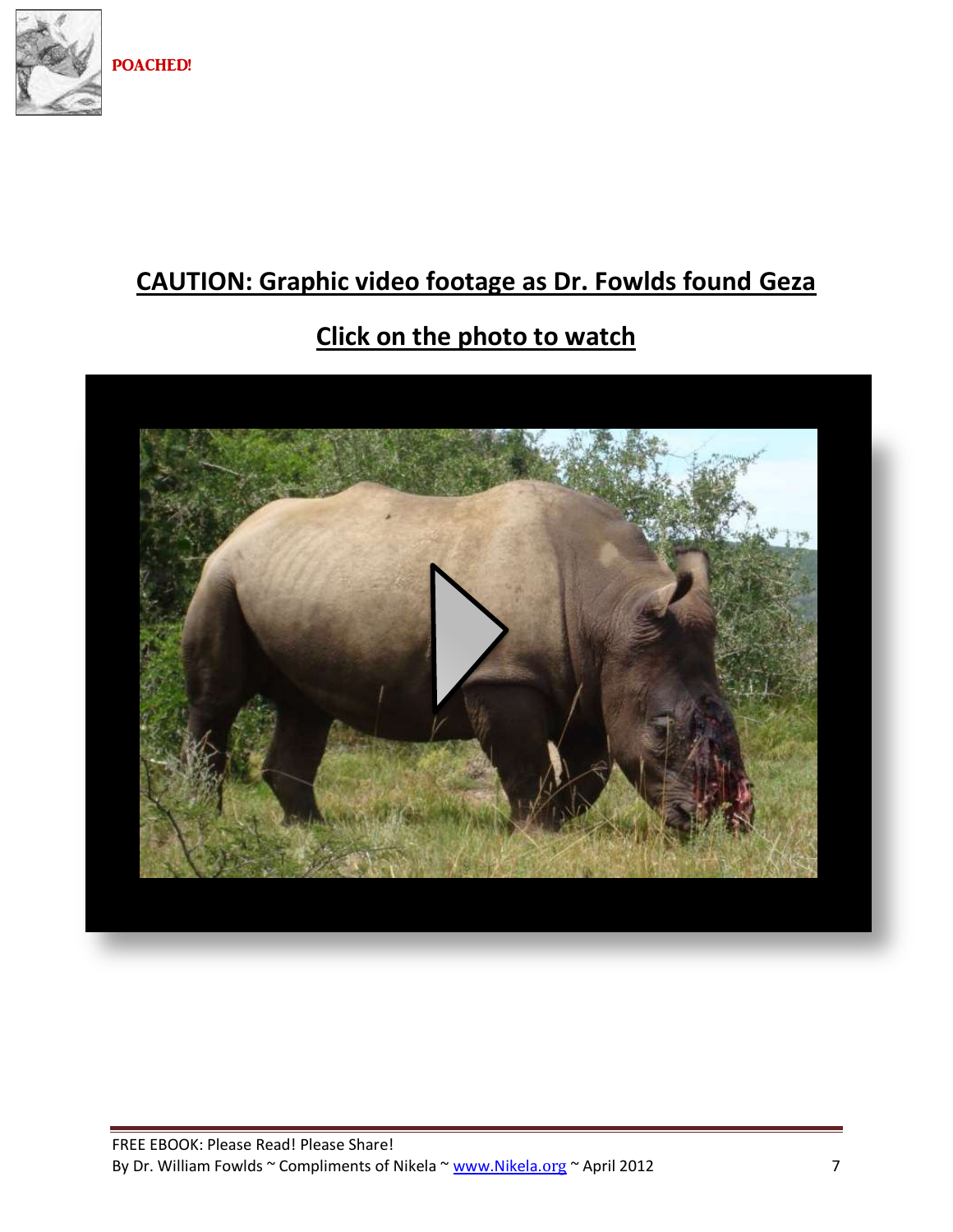**CAUTION: Graphic video footage as Dr. Fowlds found Geza**

**Click on the photo to watch**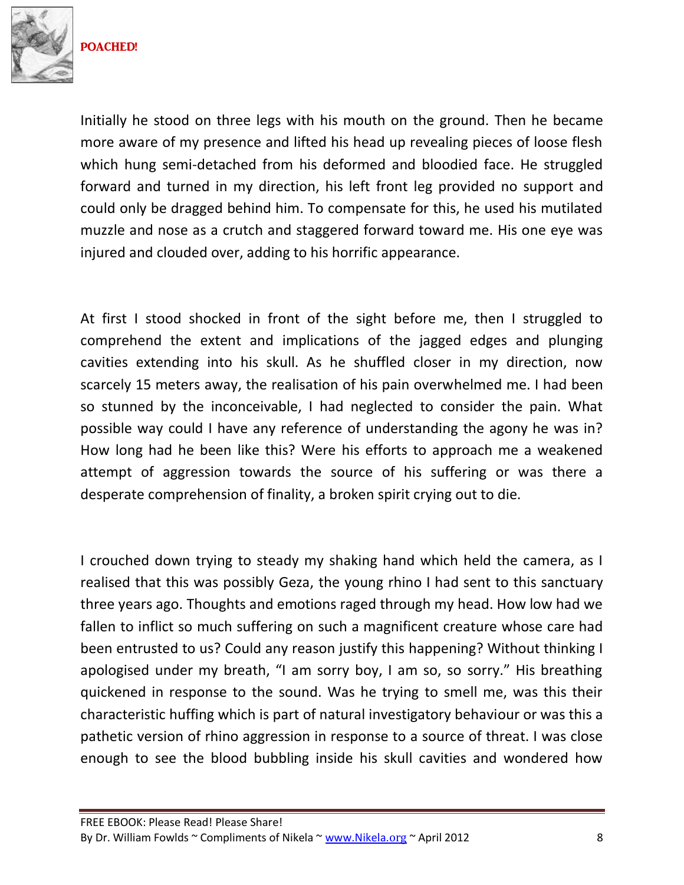Initially he stood on three legs with his mouth on the ground. Then he became more aware of my presence and lifted his head up revealing pieces of loose flesh which hung semi-detached from his deformed and bloodied face. He struggled forward and turned in my direction, his left front leg provided no support and could only be dragged behind him. To compensate for this, he used his mutilated muzzle and nose as a crutch and staggered forward toward me. His one eye was injured and clouded over, adding to his horrific appearance.

At first I stood shocked in front of the sight before me, then I struggled to comprehend the extent and implications of the jagged edges and plunging cavities extending into his skull. As he shuffled closer in my direction, now scarcely 15 meters away, the realisation of his pain overwhelmed me. I had been so stunned by the inconceivable, I had neglected to consider the pain. What possible way could I have any reference of understanding the agony he was in? How long had he been like this? Were his efforts to approach me a weakened attempt of aggression towards the source of his suffering or was there a desperate comprehension of finality, a broken spirit crying out to die.

I crouched down trying to steady my shaking hand which held the camera, as I realised that this was possibly Geza, the young rhino I had sent to this sanctuary three years ago. Thoughts and emotions raged through my head. How low had we fallen to inflict so much suffering on such a magnificent creature whose care had been entrusted to us? Could any reason justify this happening? Without thinking I apologised under my breath, "I am sorry boy, I am so, so sorry." His breathing quickened in response to the sound. Was he trying to smell me, was this their characteristic huffing which is part of natural investigatory behaviour or was this a pathetic version of rhino aggression in response to a source of threat. I was close enough to see the blood bubbling inside his skull cavities and wondered how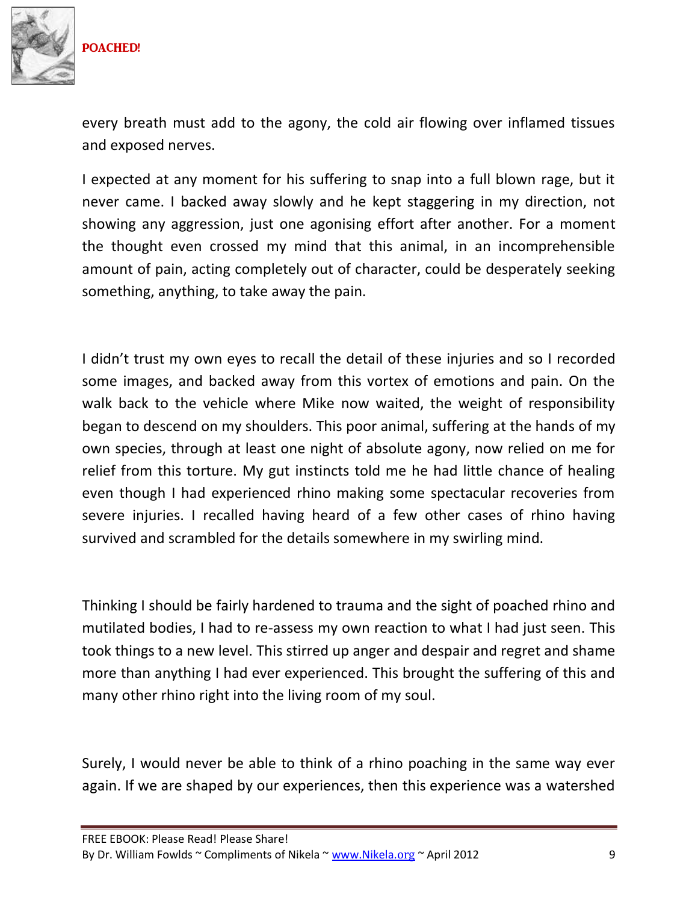every breath must add to the agony, the cold air flowing over inflamed tissues and exposed nerves.

I expected at any moment for his suffering to snap into a full blown rage, but it never came. I backed away slowly and he kept staggering in my direction, not showing any aggression, just one agonising effort after another. For a moment the thought even crossed my mind that this animal, in an incomprehensible amount of pain, acting completely out of character, could be desperately seeking something, anything, to take away the pain.

I didn't trust my own eyes to recall the detail of these injuries and so I recorded some images, and backed away from this vortex of emotions and pain. On the walk back to the vehicle where Mike now waited, the weight of responsibility began to descend on my shoulders. This poor animal, suffering at the hands of my own species, through at least one night of absolute agony, now relied on me for relief from this torture. My gut instincts told me he had little chance of healing even though I had experienced rhino making some spectacular recoveries from severe injuries. I recalled having heard of a few other cases of rhino having survived and scrambled for the details somewhere in my swirling mind.

Thinking I should be fairly hardened to trauma and the sight of poached rhino and mutilated bodies, I had to re-assess my own reaction to what I had just seen. This took things to a new level. This stirred up anger and despair and regret and shame more than anything I had ever experienced. This brought the suffering of this and many other rhino right into the living room of my soul.

Surely, I would never be able to think of a rhino poaching in the same way ever again. If we are shaped by our experiences, then this experience was a watershed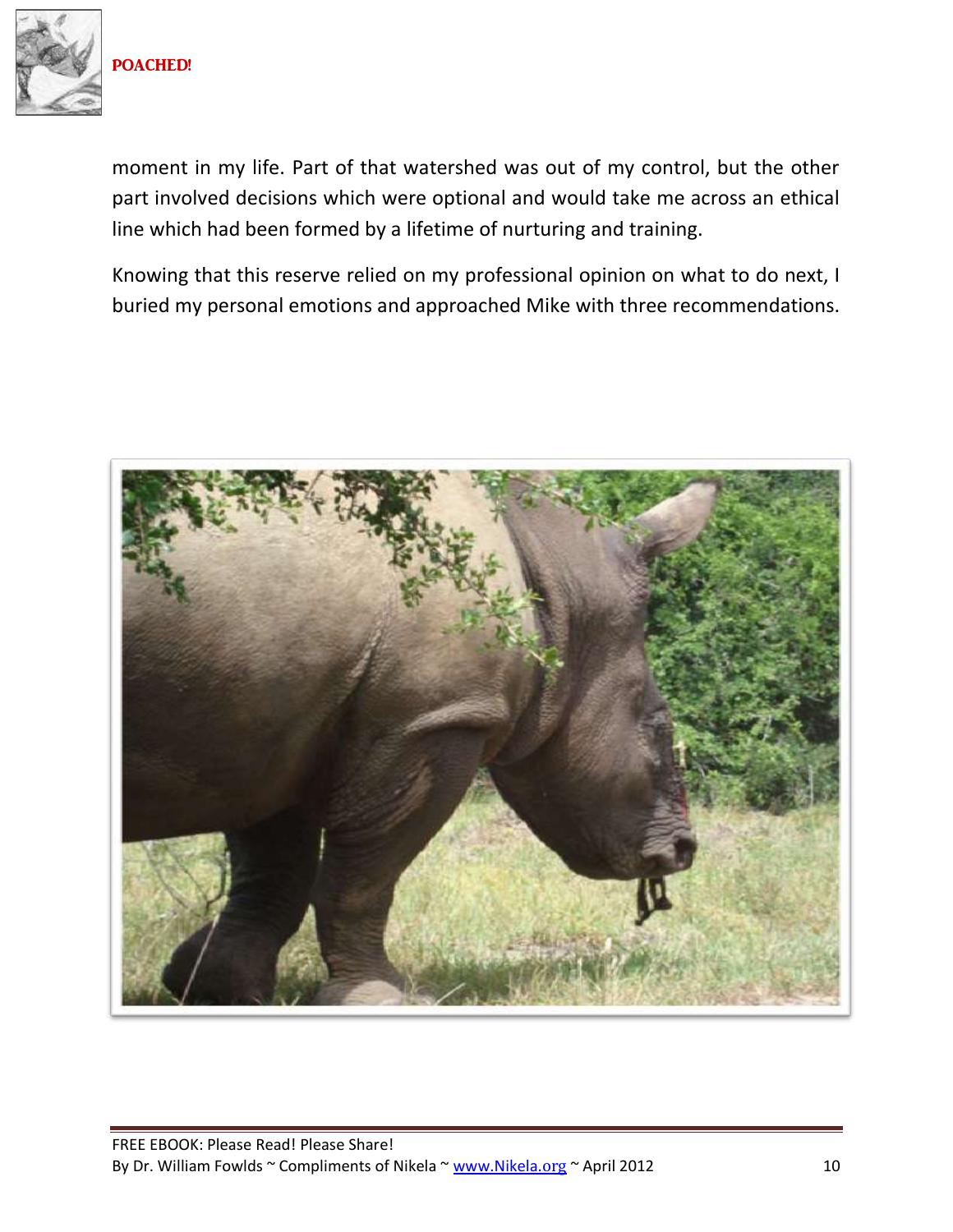moment in my life. Part of that watershed was out of my control, but the other part involved decisions which were optional and would take me across an ethical line which had been formed by a lifetime of nurturing and training.

Knowing that this reserve relied on my professional opinion on what to do next, I buried my personal emotions and approached Mike with three recommendations.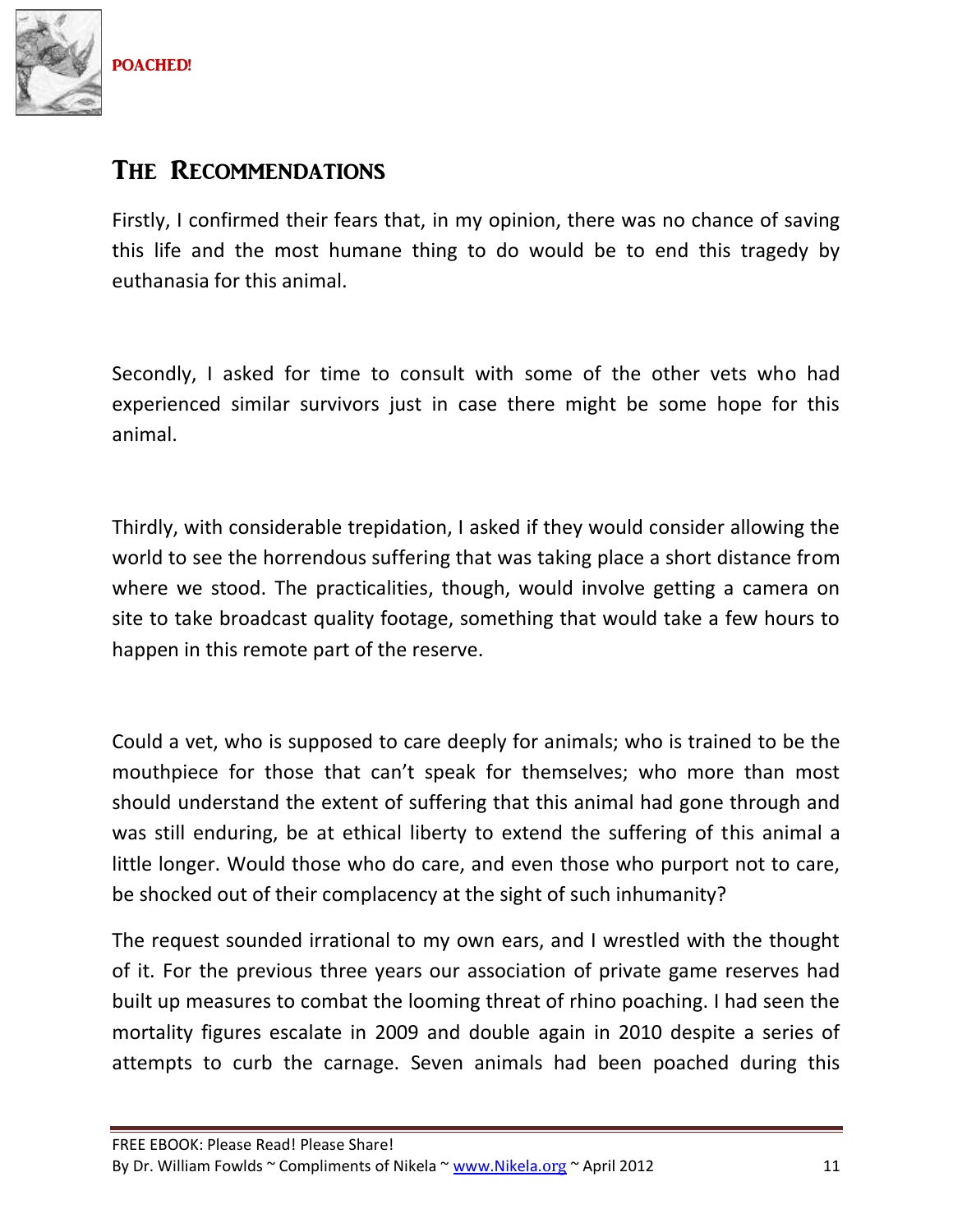## The Recommendations

Firstly, I confirmed their fears that, in my opinion, there was no chance of saving this life and the most humane thing to do would be to end this tragedy by euthanasia for this animal.

Secondly, I asked for time to consult with some of the other vets who had experienced similar survivors just in case there might be some hope for this animal.

Thirdly, with considerable trepidation, I asked if they would consider allowing the world to see the horrendous suffering that was taking place a short distance from where we stood. The practicalities, though, would involve getting a camera on site to take broadcast quality footage, something that would take a few hours to happen in this remote part of the reserve.

Could a vet, who is supposed to care deeply for animals; who is trained to be the mouthpiece for those that can't speak for themselves; who more than most should understand the extent of suffering that this animal had gone through and was still enduring, be at ethical liberty to extend the suffering of this animal a little longer. Would those who do care, and even those who purport not to care, be shocked out of their complacency at the sight of such inhumanity?

The request sounded irrational to my own ears, and I wrestled with the thought of it. For the previous three years our association of private game reserves had built up measures to combat the looming threat of rhino poaching. I had seen the mortality figures escalate in 2009 and double again in 2010 despite a series of attempts to curb the carnage. Seven animals had been poached during this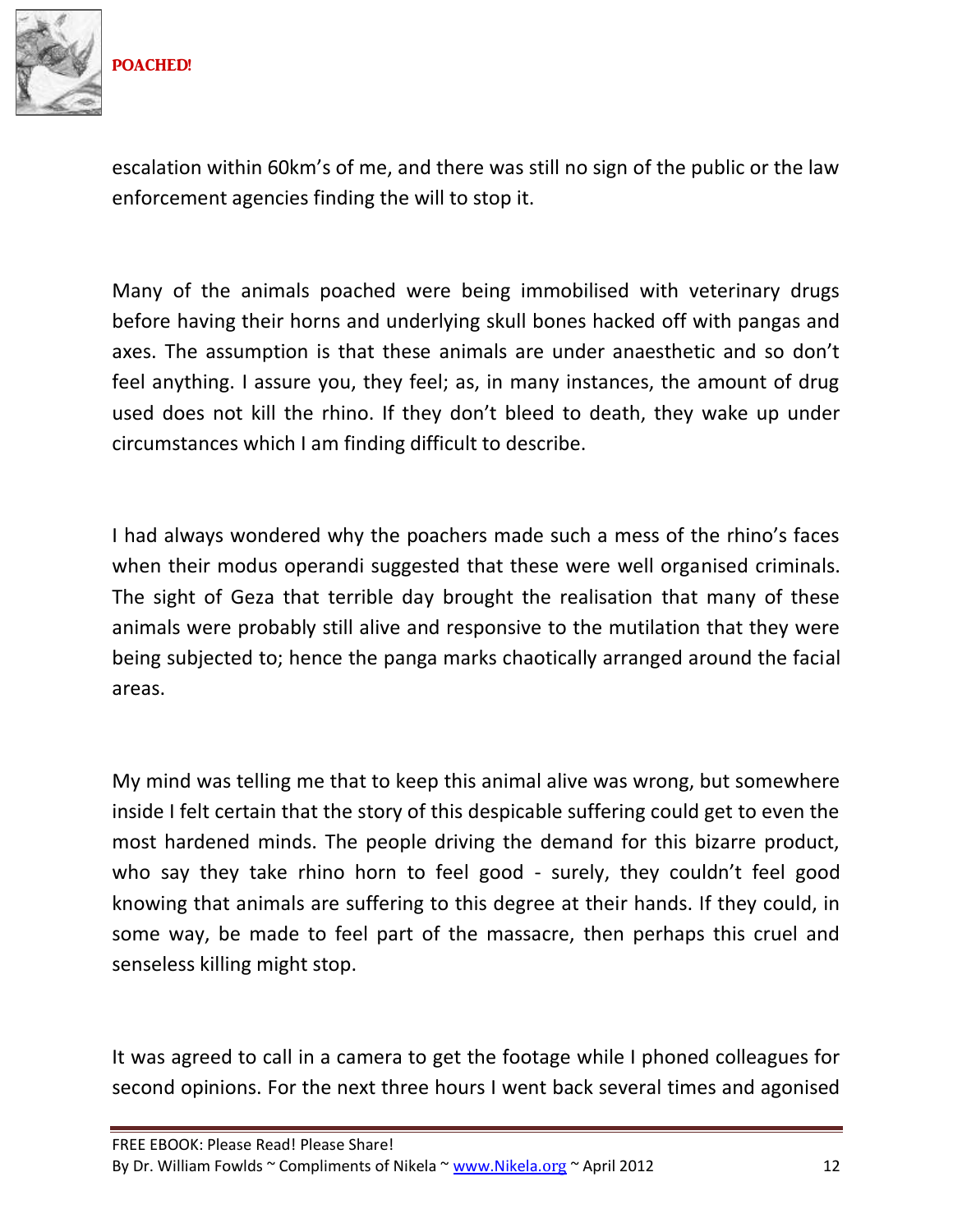escalation within 60km's of me, and there was still no sign of the public or the law enforcement agencies finding the will to stop it.

Many of the animals poached were being immobilised with veterinary drugs before having their horns and underlying skull bones hacked off with pangas and axes. The assumption is that these animals are under anaesthetic and so don't feel anything. I assure you, they feel; as, in many instances, the amount of drug used does not kill the rhino. If they don't bleed to death, they wake up under circumstances which I am finding difficult to describe.

I had always wondered why the poachers made such a mess of the rhino's faces when their modus operandi suggested that these were well organised criminals. The sight of Geza that terrible day brought the realisation that many of these animals were probably still alive and responsive to the mutilation that they were being subjected to; hence the panga marks chaotically arranged around the facial areas.

My mind was telling me that to keep this animal alive was wrong, but somewhere inside I felt certain that the story of this despicable suffering could get to even the most hardened minds. The people driving the demand for this bizarre product, who say they take rhino horn to feel good - surely, they couldn't feel good knowing that animals are suffering to this degree at their hands. If they could, in some way, be made to feel part of the massacre, then perhaps this cruel and senseless killing might stop.

It was agreed to call in a camera to get the footage while I phoned colleagues for second opinions. For the next three hours I went back several times and agonised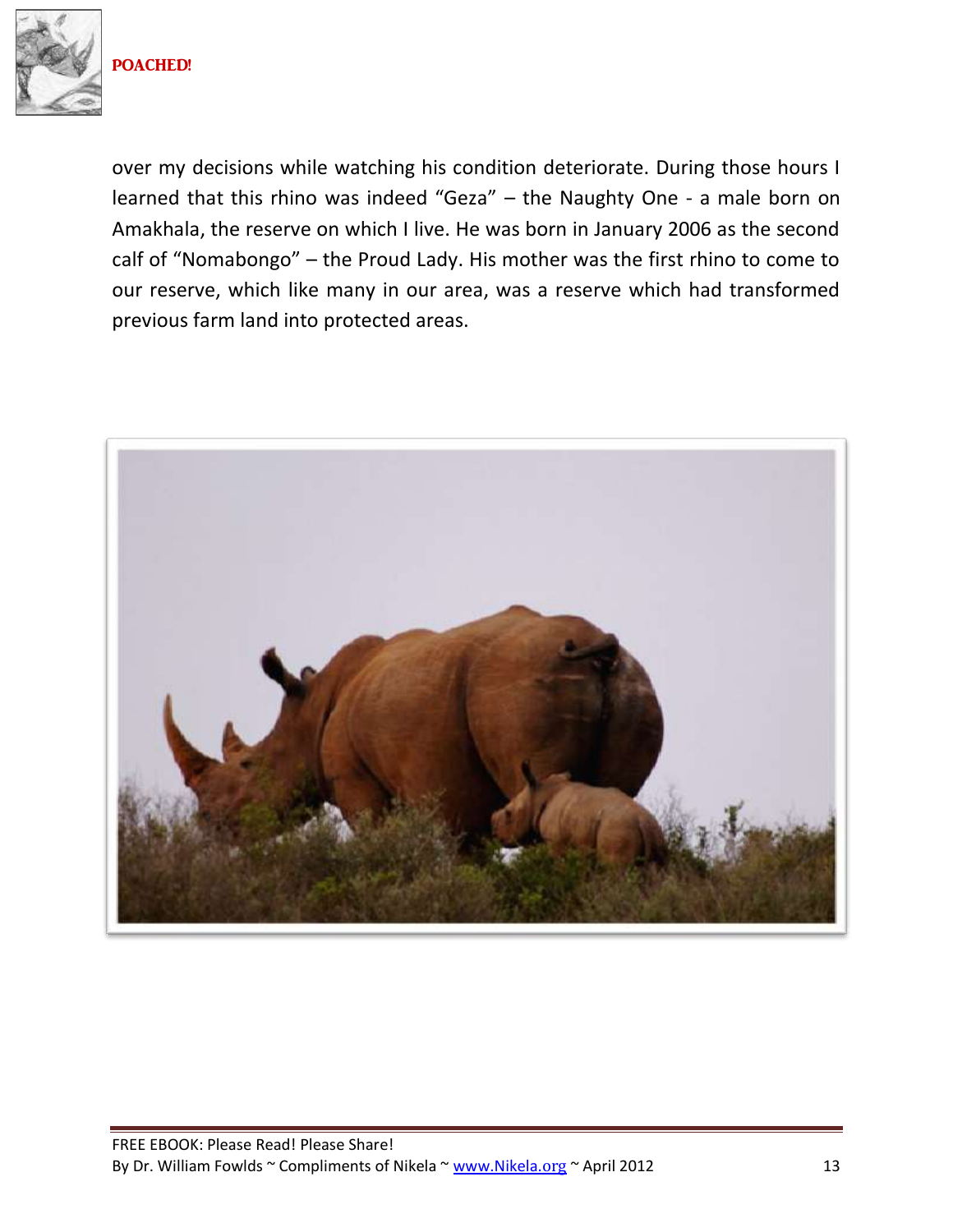over my decisions while watching his condition deteriorate. During those hours I learned that this rhino was indeed "Geza" – the Naughty One - a male born on Amakhala, the reserve on which I live. He was born in January 2006 as the second calf of "Nomabongo" – the Proud Lady. His mother was the first rhino to come to our reserve, which like many in our area, was a reserve which had transformed previous farm land into protected areas.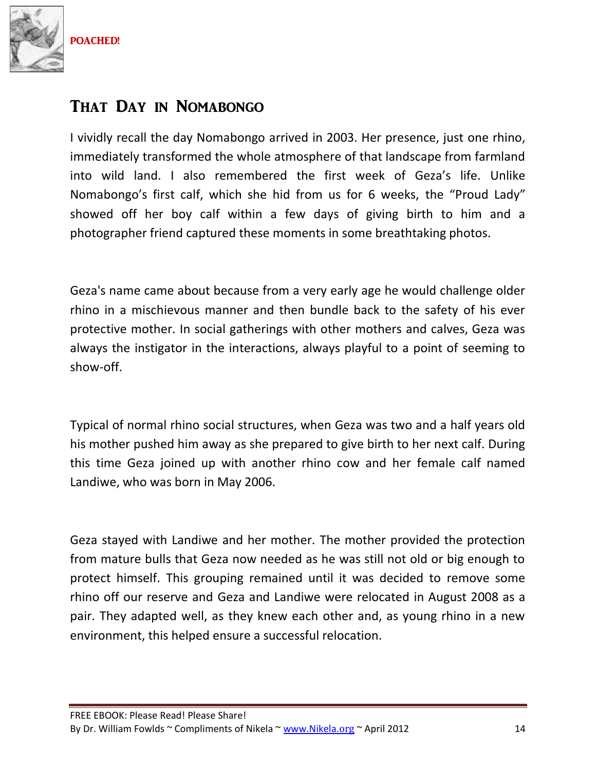## That Day in Nomabongo

I vividly recall the day Nomabongo arrived in 2003. Her presence, just one rhino, immediately transformed the whole atmosphere of that landscape from farmland into wild land. I also remembered the first week of Geza's life. Unlike Nomabongo's first calf, which she hid from us for 6 weeks, the "Proud Lady" showed off her boy calf within a few days of giving birth to him and a photographer friend captured these moments in some breathtaking photos.

Geza's name came about because from a very early age he would challenge older rhino in a mischievous manner and then bundle back to the safety of his ever protective mother. In social gatherings with other mothers and calves, Geza was always the instigator in the interactions, always playful to a point of seeming to show-off.

Typical of normal rhino social structures, when Geza was two and a half years old his mother pushed him away as she prepared to give birth to her next calf. During this time Geza joined up with another rhino cow and her female calf named Landiwe, who was born in May 2006.

Geza stayed with Landiwe and her mother. The mother provided the protection from mature bulls that Geza now needed as he was still not old or big enough to protect himself. This grouping remained until it was decided to remove some rhino off our reserve and Geza and Landiwe were relocated in August 2008 as a pair. They adapted well, as they knew each other and, as young rhino in a new environment, this helped ensure a successful relocation.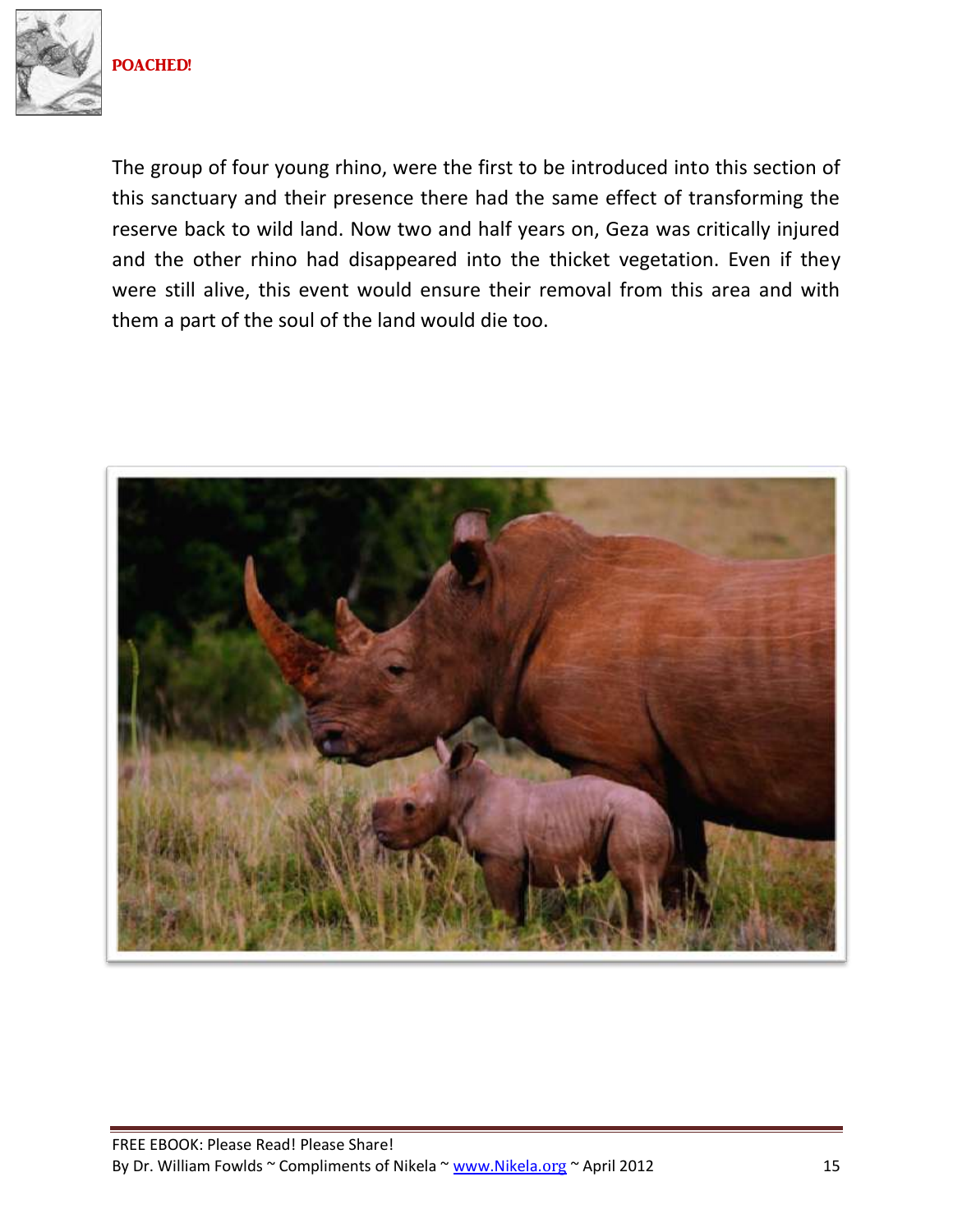The group of four young rhino, were the first to be introduced into this section of this sanctuary and their presence there had the same effect of transforming the reserve back to wild land. Now two and half years on, Geza was critically injured and the other rhino had disappeared into the thicket vegetation. Even if they were still alive, this event would ensure their removal from this area and with them a part of the soul of the land would die too.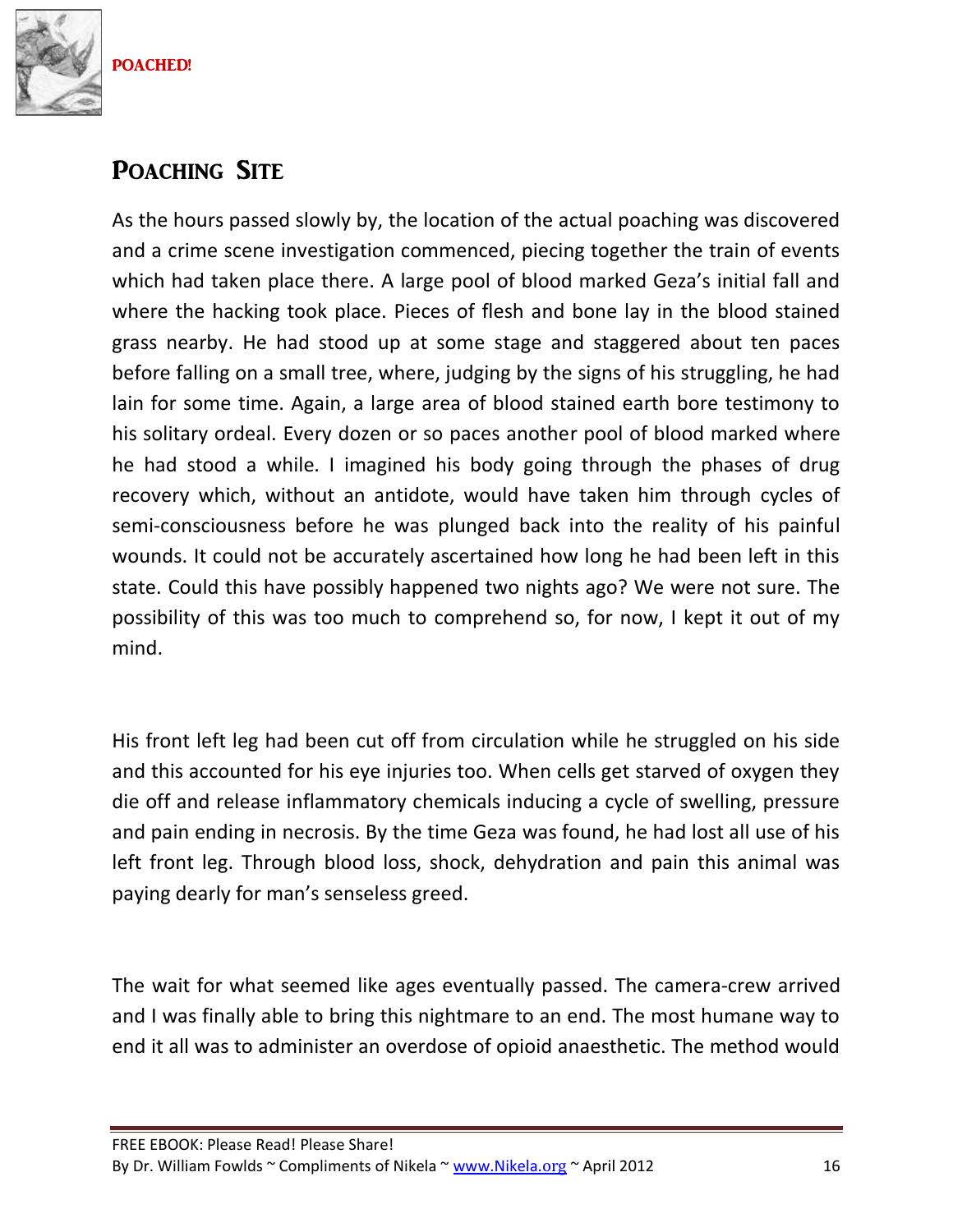## Poaching Site

As the hours passed slowly by, the location of the actual poaching was discovered and a crime scene investigation commenced, piecing together the train of events which had taken place there. A large pool of blood marked Geza's initial fall and where the hacking took place. Pieces of flesh and bone lay in the blood stained grass nearby. He had stood up at some stage and staggered about ten paces before falling on a small tree, where, judging by the signs of his struggling, he had lain for some time. Again, a large area of blood stained earth bore testimony to his solitary ordeal. Every dozen or so paces another pool of blood marked where he had stood a while. I imagined his body going through the phases of drug recovery which, without an antidote, would have taken him through cycles of semi-consciousness before he was plunged back into the reality of his painful wounds. It could not be accurately ascertained how long he had been left in this state. Could this have possibly happened two nights ago? We were not sure. The possibility of this was too much to comprehend so, for now, I kept it out of my mind.

His front left leg had been cut off from circulation while he struggled on his side and this accounted for his eye injuries too. When cells get starved of oxygen they die off and release inflammatory chemicals inducing a cycle of swelling, pressure and pain ending in necrosis. By the time Geza was found, he had lost all use of his left front leg. Through blood loss, shock, dehydration and pain this animal was paying dearly for man's senseless greed.

The wait for what seemed like ages eventually passed. The camera-crew arrived and I was finally able to bring this nightmare to an end. The most humane way to end it all was to administer an overdose of opioid anaesthetic. The method would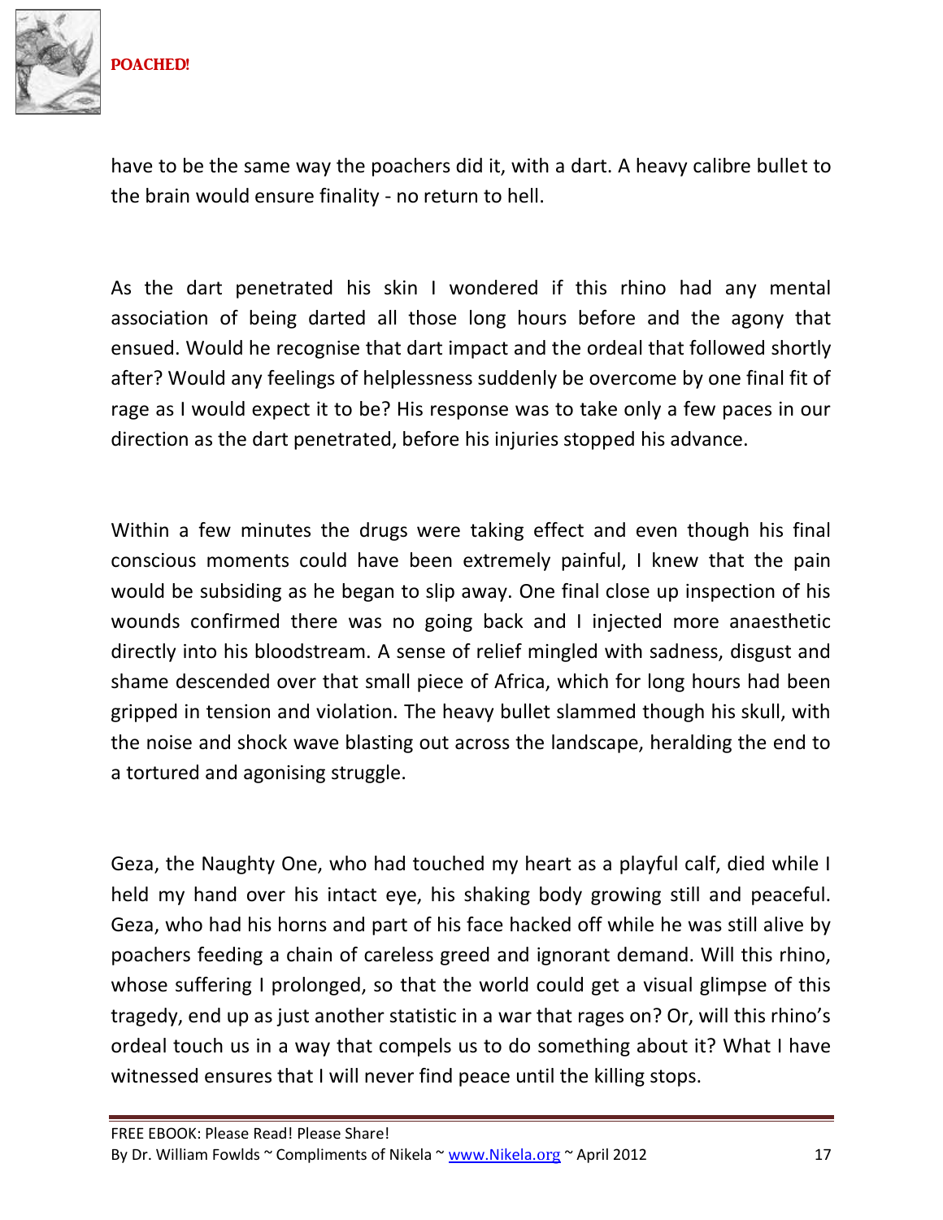have to be the same way the poachers did it, with a dart. A heavy calibre bullet to the brain would ensure finality - no return to hell.

As the dart penetrated his skin I wondered if this rhino had any mental association of being darted all those long hours before and the agony that ensued. Would he recognise that dart impact and the ordeal that followed shortly after? Would any feelings of helplessness suddenly be overcome by one final fit of rage as I would expect it to be? His response was to take only a few paces in our direction as the dart penetrated, before his injuries stopped his advance.

Within a few minutes the drugs were taking effect and even though his final conscious moments could have been extremely painful, I knew that the pain would be subsiding as he began to slip away. One final close up inspection of his wounds confirmed there was no going back and I injected more anaesthetic directly into his bloodstream. A sense of relief mingled with sadness, disgust and shame descended over that small piece of Africa, which for long hours had been gripped in tension and violation. The heavy bullet slammed though his skull, with the noise and shock wave blasting out across the landscape, heralding the end to a tortured and agonising struggle.

Geza, the Naughty One, who had touched my heart as a playful calf, died while I held my hand over his intact eye, his shaking body growing still and peaceful. Geza, who had his horns and part of his face hacked off while he was still alive by poachers feeding a chain of careless greed and ignorant demand. Will this rhino, whose suffering I prolonged, so that the world could get a visual glimpse of this tragedy, end up as just another statistic in a war that rages on? Or, will this rhino's ordeal touch us in a way that compels us to do something about it? What I have witnessed ensures that I will never find peace until the killing stops.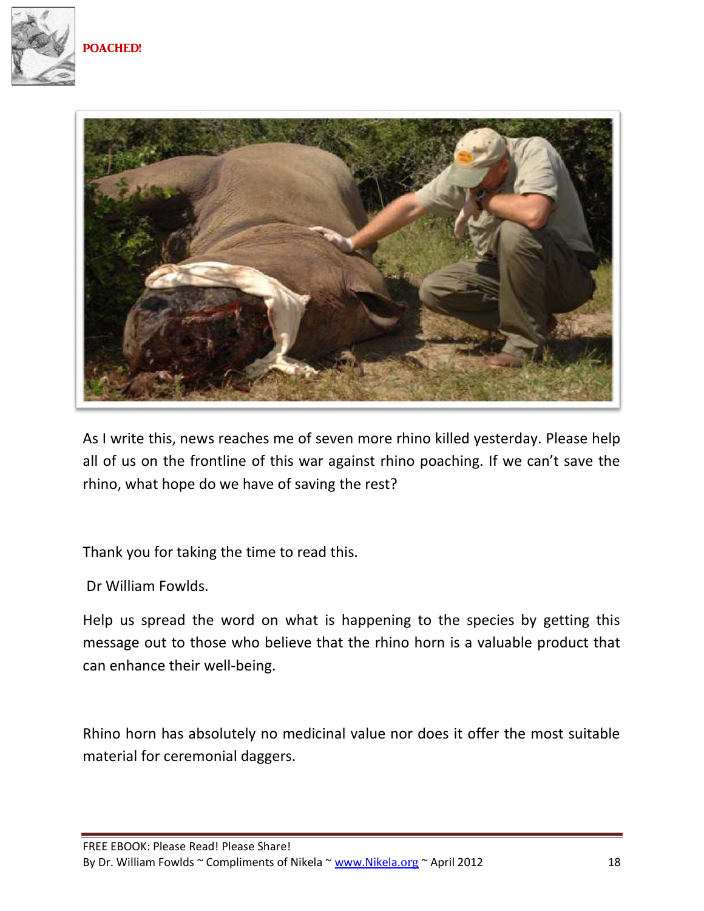As I write this, news reaches me of seven more rhino killed yesterday. Please help all of us on the frontline of this war against rhino poaching. If we can't save the rhino, what hope do we have of saving the rest?

Thank you for taking the time to read this.

Dr William Fowlds.

Help us spread the word on what is happening to the species by getting this message out to those who believe that the rhino horn is a valuable product that can enhance their well-being.

Rhino horn has absolutely no medicinal value nor does it offer the most suitable material for ceremonial daggers.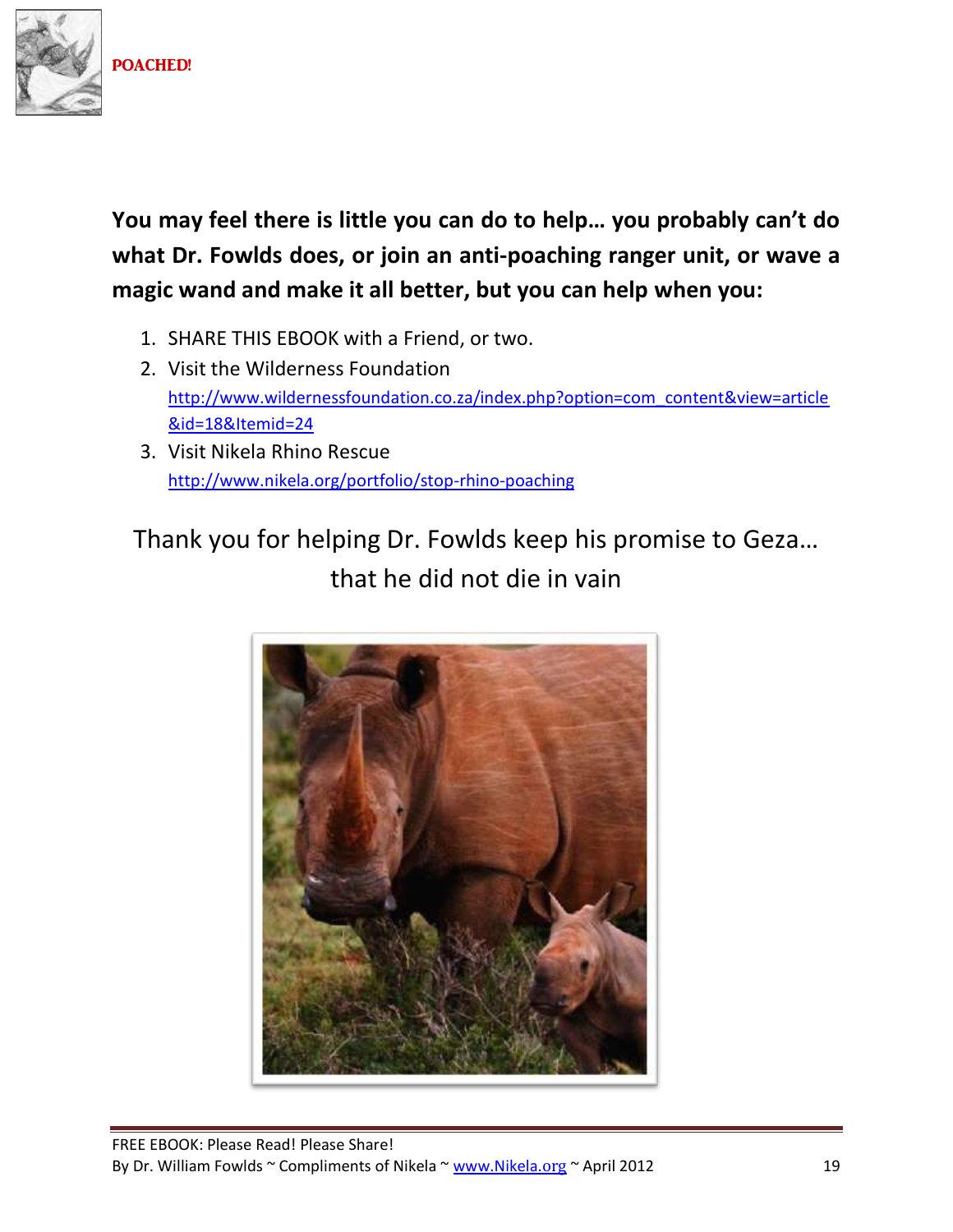**You may feel there is little you can do to help… you probably can't do what Dr. Fowlds does, or join an anti-poaching ranger unit, or wave a magic wand and make it all better, but you can help when you:**

1. SHARE THIS EBOOK with a Friend, or two.
2. Visit the Wilderness Foundation
   http://www.wildernessfoundation.co.za/index.php?option=com_content&view=article&id=18&Itemid=24
3. Visit Nikela Rhino Rescue
   http://www.nikela.org/portfolio/stop-rhino-poaching

Thank you for helping Dr. Fowlds keep his promise to Geza… that he did not die in vain